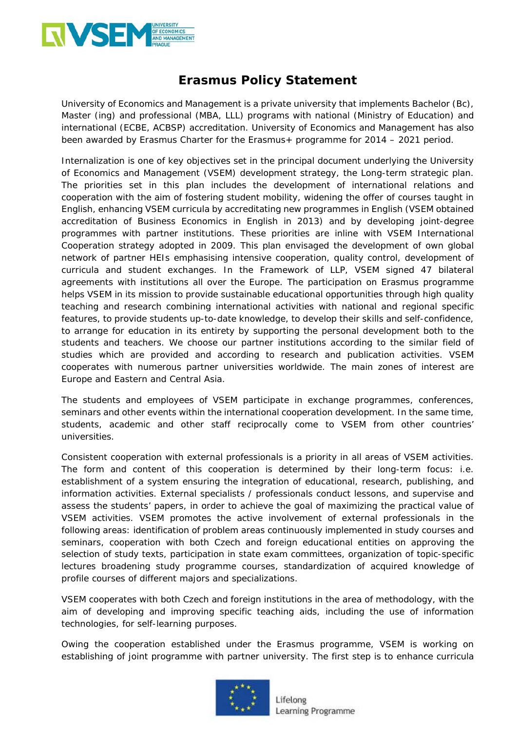# Erasmus Policy Statement

University of Economics and Management is a private university that implements Bachelor (Bc), Master (ing) and professional (MBA, LLL) programs with national (Ministry of Education) and international (ECBE, ACBSP) accreditation. University of Economics and Management has also been awarded by Erasmus Charter for the Erasmus+ programme for 2014 – 2021 period.

Internalization is one of key objectives set in the principal document underlying the University of Economics and Management (VSEM) development strategy, the Long-term strategic plan. The priorities set in this plan includes the development of international relations and cooperation with the aim of fostering student mobility, widening the offer of courses taught in English, enhancing VSEM curricula by accreditating new programmes in English (VSEM obtained accreditation of Business Economics in English in 2013) and by developing joint-degree programmes with partner institutions. These priorities are inline with VSEM International Cooperation strategy adopted in 2009. This plan envisaged the development of own global network of partner HEIs emphasising intensive cooperation, quality control, development of curricula and student exchanges. In the Framework of LLP, VSEM signed 47 bilateral agreements with institutions all over the Europe. The participation on Erasmus programme helps VSEM in its mission to provide sustainable educational opportunities through high quality teaching and research combining international activities with national and regional specific features, to provide students up-to-date knowledge, to develop their skills and self-confidence, to arrange for education in its entirety by supporting the personal development both to the students and teachers. We choose our partner institutions according to the similar field of studies which are provided and according to research and publication activities. VSEM cooperates with numerous partner universities worldwide. The main zones of interest are Europe and Eastern and Central Asia.

The students and employees of VSEM participate in exchange programmes, conferences, seminars and other events within the international cooperation development. In the same time, students, academic and other staff reciprocally come to VSEM from other countries' universities.

Consistent cooperation with external professionals is a priority in all areas of VSEM activities. The form and content of this cooperation is determined by their long-term focus: i.e. establishment of a system ensuring the integration of educational, research, publishing, and information activities. External specialists / professionals conduct lessons, and supervise and assess the students' papers, in order to achieve the goal of maximizing the practical value of VSEM activities. VSEM promotes the active involvement of external professionals in the following areas: identification of problem areas continuously implemented in study courses and seminars, cooperation with both Czech and foreign educational entities on approving the selection of study texts, participation in state exam committees, organization of topic-specific lectures broadening study programme courses, standardization of acquired knowledge of profile courses of different majors and specializations.

VSEM cooperates with both Czech and foreign institutions in the area of methodology, with the aim of developing and improving specific teaching aids, including the use of information technologies, for self-learning purposes.

Owing the cooperation established under the Erasmus programme, VSEM is working on establishing of joint programme with partner university. The first step is to enhance curricula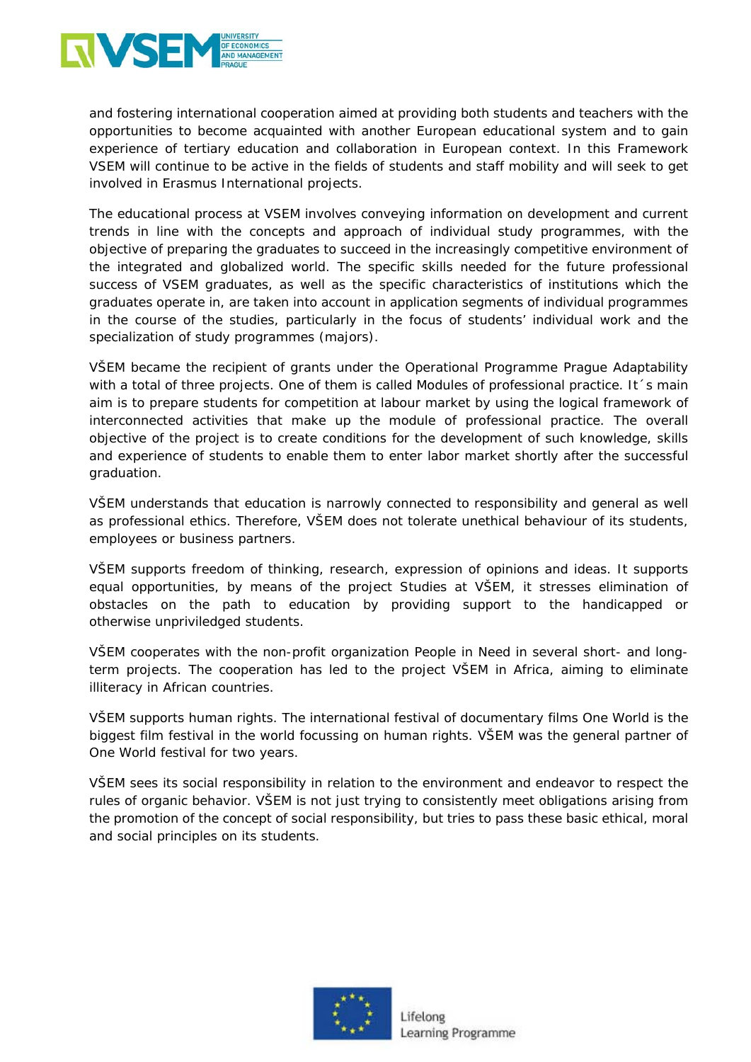and fostering international cooperation aimed at providing both students and teachers with the opportunities to become acquainted with another European educational system and to gain experience of tertiary education and collaboration in European context. In this Framework VSEM will continue to be active in the fields of students and staff mobility and will seek to get involved in Erasmus International projects.

The educational process at VSEM involves conveying information on development and current trends in line with the concepts and approach of individual study programmes, with the objective of preparing the graduates to succeed in the increasingly competitive environment of the integrated and globalized world. The specific skills needed for the future professional success of VSEM graduates, as well as the specific characteristics of institutions which the graduates operate in, are taken into account in application segments of individual programmes in the course of the studies, particularly in the focus of students' individual work and the specialization of study programmes (majors).

VŠEM became the recipient of grants under the Operational Programme Prague Adaptability with a total of three projects. One of them is called Modules of professional practice. It´s main aim is to prepare students for competition at labour market by using the logical framework of interconnected activities that make up the module of professional practice. The overall objective of the project is to create conditions for the development of such knowledge, skills and experience of students to enable them to enter labor market shortly after the successful graduation.

VŠEM understands that education is narrowly connected to responsibility and general as well as professional ethics. Therefore, VŠEM does not tolerate unethical behaviour of its students, employees or business partners.

VŠEM supports freedom of thinking, research, expression of opinions and ideas. It supports equal opportunities, by means of the project Studies at VŠEM, it stresses elimination of obstacles on the path to education by providing support to the handicapped or otherwise unpriviledged students.

VŠEM cooperates with the non-profit organization People in Need in several short- and long-term projects. The cooperation has led to the project VŠEM in Africa, aiming to eliminate illiteracy in African countries.

VŠEM supports human rights. The international festival of documentary films One World is the biggest film festival in the world focussing on human rights. VŠEM was the general partner of One World festival for two years.

VŠEM sees its social responsibility in relation to the environment and endeavor to respect the rules of organic behavior. VŠEM is not just trying to consistently meet obligations arising from the promotion of the concept of social responsibility, but tries to pass these basic ethical, moral and social principles on its students.